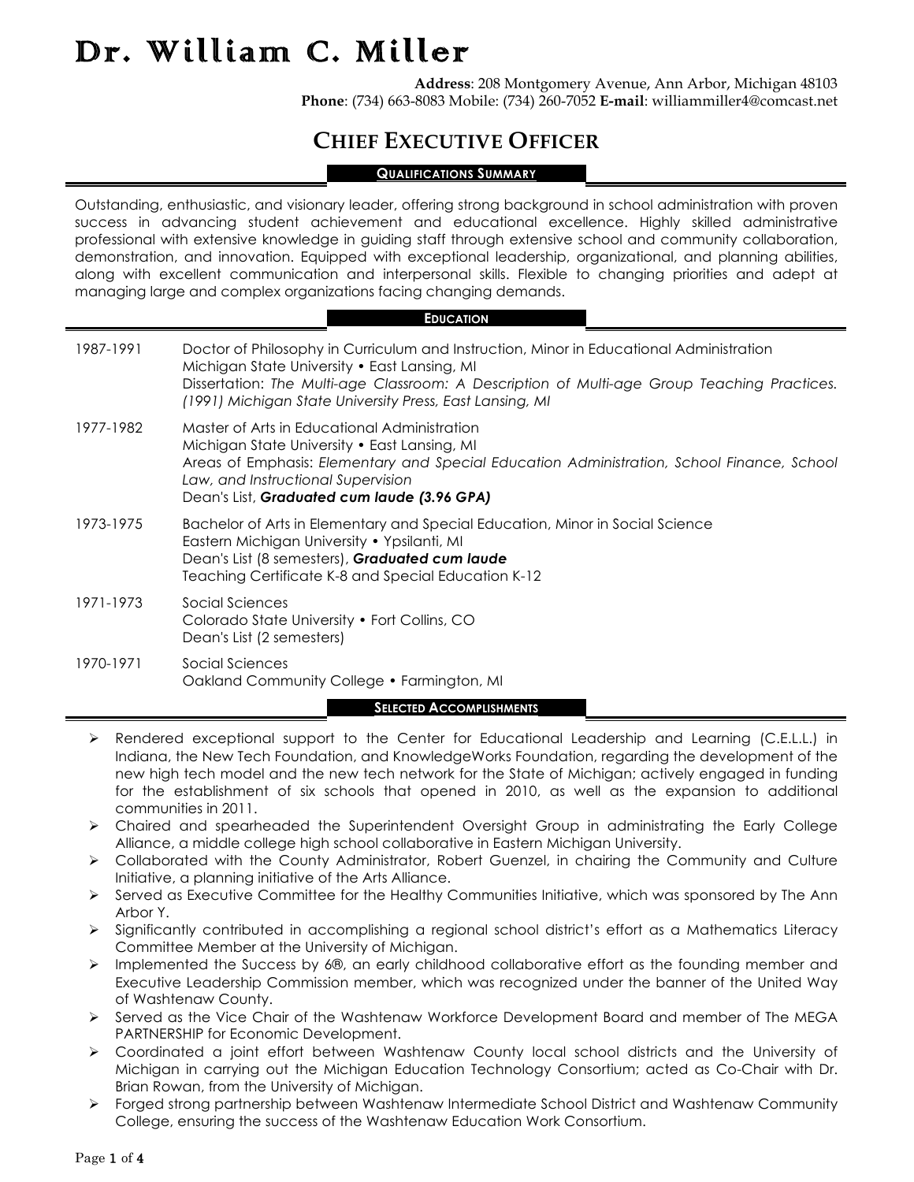# Dr. William C. Miller

**Address**: 208 Montgomery Avenue, Ann Arbor, Michigan 48103
**Phone**: (734) 663-8083 Mobile: (734) 260-7052 **E-mail**: williammiller4@comcast.net

## CHIEF EXECUTIVE OFFICER

### QUALIFICATIONS SUMMARY

Outstanding, enthusiastic, and visionary leader, offering strong background in school administration with proven success in advancing student achievement and educational excellence. Highly skilled administrative professional with extensive knowledge in guiding staff through extensive school and community collaboration, demonstration, and innovation. Equipped with exceptional leadership, organizational, and planning abilities, along with excellent communication and interpersonal skills. Flexible to changing priorities and adept at managing large and complex organizations facing changing demands.

### EDUCATION

**1987-1991**
Doctor of Philosophy in Curriculum and Instruction, Minor in Educational Administration
Michigan State University • East Lansing, MI
Dissertation: *The Multi-age Classroom: A Description of Multi-age Group Teaching Practices. (1991) Michigan State University Press, East Lansing, MI*

**1977-1982**
Master of Arts in Educational Administration
Michigan State University • East Lansing, MI
Areas of Emphasis: *Elementary and Special Education Administration, School Finance, School Law, and Instructional Supervision*
Dean's List, ***Graduated cum laude (3.96 GPA)***

**1973-1975**
Bachelor of Arts in Elementary and Special Education, Minor in Social Science
Eastern Michigan University • Ypsilanti, MI
Dean's List (8 semesters), ***Graduated cum laude***
Teaching Certificate K-8 and Special Education K-12

**1971-1973**
Social Sciences
Colorado State University • Fort Collins, CO
Dean's List (2 semesters)

**1970-1971**
Social Sciences
Oakland Community College • Farmington, MI

### SELECTED ACCOMPLISHMENTS

- Rendered exceptional support to the Center for Educational Leadership and Learning (C.E.L.L.) in Indiana, the New Tech Foundation, and KnowledgeWorks Foundation, regarding the development of the new high tech model and the new tech network for the State of Michigan; actively engaged in funding for the establishment of six schools that opened in 2010, as well as the expansion to additional communities in 2011.
- Chaired and spearheaded the Superintendent Oversight Group in administrating the Early College Alliance, a middle college high school collaborative in Eastern Michigan University.
- Collaborated with the County Administrator, Robert Guenzel, in chairing the Community and Culture Initiative, a planning initiative of the Arts Alliance.
- Served as Executive Committee for the Healthy Communities Initiative, which was sponsored by The Ann Arbor Y.
- Significantly contributed in accomplishing a regional school district's effort as a Mathematics Literacy Committee Member at the University of Michigan.
- Implemented the Success by 6®, an early childhood collaborative effort as the founding member and Executive Leadership Commission member, which was recognized under the banner of the United Way of Washtenaw County.
- Served as the Vice Chair of the Washtenaw Workforce Development Board and member of The MEGA PARTNERSHIP for Economic Development.
- Coordinated a joint effort between Washtenaw County local school districts and the University of Michigan in carrying out the Michigan Education Technology Consortium; acted as Co-Chair with Dr. Brian Rowan, from the University of Michigan.
- Forged strong partnership between Washtenaw Intermediate School District and Washtenaw Community College, ensuring the success of the Washtenaw Education Work Consortium.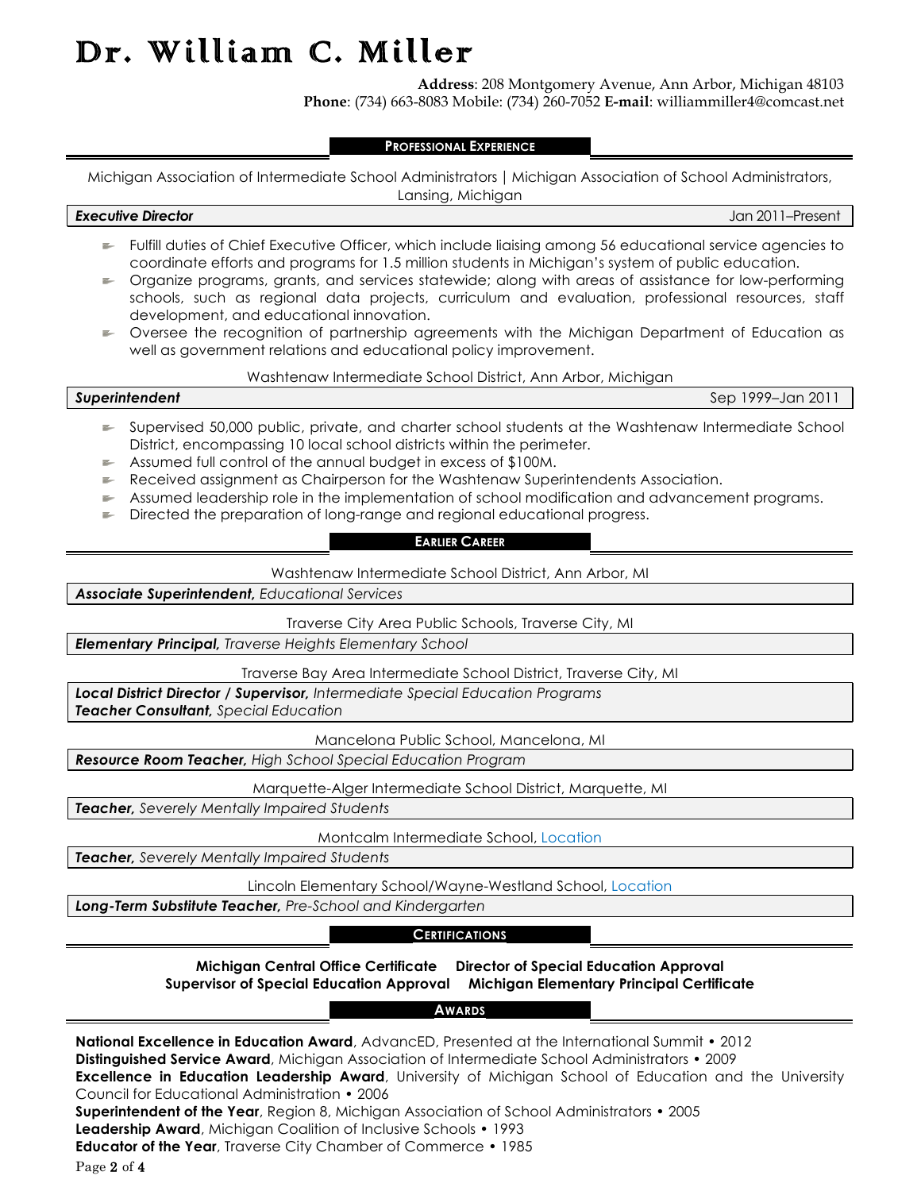# Dr. William C. Miller

**Address**: 208 Montgomery Avenue, Ann Arbor, Michigan 48103
**Phone**: (734) 663-8083 Mobile: (734) 260-7052 **E-mail**: williammiller4@comcast.net

## Professional Experience

Michigan Association of Intermediate School Administrators | Michigan Association of School Administrators, Lansing, Michigan

***Executive Director*** — Jan 2011–Present

- Fulfill duties of Chief Executive Officer, which include liaising among 56 educational service agencies to coordinate efforts and programs for 1.5 million students in Michigan's system of public education.
- Organize programs, grants, and services statewide; along with areas of assistance for low-performing schools, such as regional data projects, curriculum and evaluation, professional resources, staff development, and educational innovation.
- Oversee the recognition of partnership agreements with the Michigan Department of Education as well as government relations and educational policy improvement.

Washtenaw Intermediate School District, Ann Arbor, Michigan

***Superintendent*** — Sep 1999–Jan 2011

- Supervised 50,000 public, private, and charter school students at the Washtenaw Intermediate School District, encompassing 10 local school districts within the perimeter.
- Assumed full control of the annual budget in excess of $100M.
- Received assignment as Chairperson for the Washtenaw Superintendents Association.
- Assumed leadership role in the implementation of school modification and advancement programs.
- Directed the preparation of long-range and regional educational progress.

## Earlier Career

Washtenaw Intermediate School District, Ann Arbor, MI

***Associate Superintendent,*** *Educational Services*

Traverse City Area Public Schools, Traverse City, MI

***Elementary Principal,*** *Traverse Heights Elementary School*

Traverse Bay Area Intermediate School District, Traverse City, MI

***Local District Director / Supervisor,*** *Intermediate Special Education Programs*
***Teacher Consultant,*** *Special Education*

Mancelona Public School, Mancelona, MI

***Resource Room Teacher,*** *High School Special Education Program*

Marquette-Alger Intermediate School District, Marquette, MI

***Teacher,*** *Severely Mentally Impaired Students*

Montcalm Intermediate School, Location

***Teacher,*** *Severely Mentally Impaired Students*

Lincoln Elementary School/Wayne-Westland School, Location

***Long-Term Substitute Teacher,*** *Pre-School and Kindergarten*

## Certifications

**Michigan Central Office Certificate** **Director of Special Education Approval**
**Supervisor of Special Education Approval** **Michigan Elementary Principal Certificate**

## Awards

**National Excellence in Education Award**, AdvancED, Presented at the International Summit • 2012
**Distinguished Service Award**, Michigan Association of Intermediate School Administrators • 2009
**Excellence in Education Leadership Award**, University of Michigan School of Education and the University Council for Educational Administration • 2006
**Superintendent of the Year**, Region 8, Michigan Association of School Administrators • 2005
**Leadership Award**, Michigan Coalition of Inclusive Schools • 1993
**Educator of the Year**, Traverse City Chamber of Commerce • 1985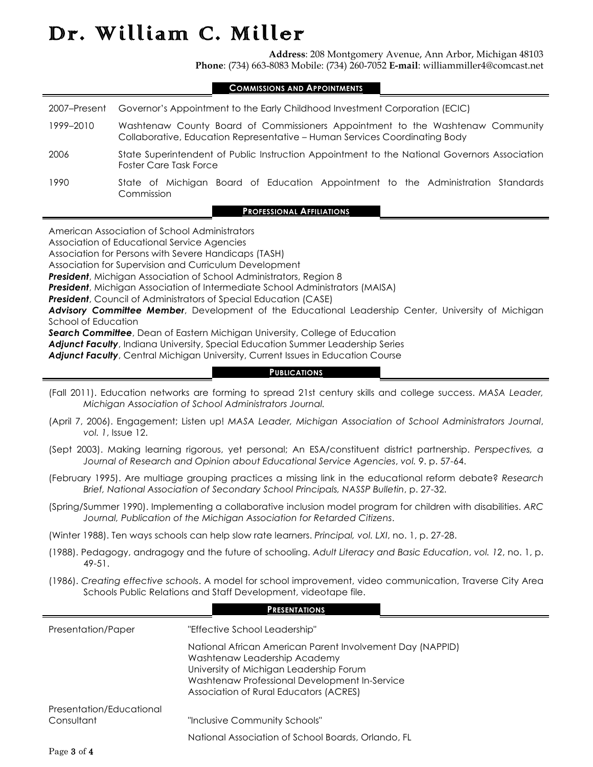# Dr. William C. Miller

**Address**: 208 Montgomery Avenue, Ann Arbor, Michigan 48103
**Phone**: (734) 663-8083 Mobile: (734) 260-7052 **E-mail**: williammiller4@comcast.net

## Commissions and Appointments

| | |
|---|---|
| 2007–Present | Governor's Appointment to the Early Childhood Investment Corporation (ECIC) |
| 1999–2010 | Washtenaw County Board of Commissioners Appointment to the Washtenaw Community Collaborative, Education Representative – Human Services Coordinating Body |
| 2006 | State Superintendent of Public Instruction Appointment to the National Governors Association Foster Care Task Force |
| 1990 | State of Michigan Board of Education Appointment to the Administration Standards Commission |

## Professional Affiliations

American Association of School Administrators
Association of Educational Service Agencies
Association for Persons with Severe Handicaps (TASH)
Association for Supervision and Curriculum Development
***President***, Michigan Association of School Administrators, Region 8
***President***, Michigan Association of Intermediate School Administrators (MAISA)
***President***, Council of Administrators of Special Education (CASE)
***Advisory Committee Member***, Development of the Educational Leadership Center, University of Michigan School of Education
***Search Committee***, Dean of Eastern Michigan University, College of Education
***Adjunct Faculty***, Indiana University, Special Education Summer Leadership Series
***Adjunct Faculty***, Central Michigan University, Current Issues in Education Course

## Publications

(Fall 2011). Education networks are forming to spread 21st century skills and college success. *MASA Leader, Michigan Association of School Administrators Journal.*

(April 7, 2006). Engagement; Listen up! *MASA Leader, Michigan Association of School Administrators Journal*, *vol. 1*, Issue 12.

(Sept 2003). Making learning rigorous, yet personal; An ESA/constituent district partnership. *Perspectives, a Journal of Research and Opinion about Educational Service Agencies*, *vol.* 9. p. 57-64.

(February 1995). Are multiage grouping practices a missing link in the educational reform debate? *Research Brief, National Association of Secondary School Principals, NASSP Bulletin*, p. 27-32.

(Spring/Summer 1990). Implementing a collaborative inclusion model program for children with disabilities. *ARC Journal, Publication of the Michigan Association for Retarded Citizens*.

(Winter 1988). Ten ways schools can help slow rate learners. *Principal, vol. LXI*, no. 1, p. 27-28.

(1988). Pedagogy, andragogy and the future of schooling. *Adult Literacy and Basic Education*, *vol. 12*, no. 1, p. 49-51.

(1986). *Creating effective schools*. A model for school improvement, video communication, Traverse City Area Schools Public Relations and Staff Development, videotape file.

## Presentations

| | |
|---|---|
| Presentation/Paper | "Effective School Leadership" |
| | National African American Parent Involvement Day (NAPPID)<br>Washtenaw Leadership Academy<br>University of Michigan Leadership Forum<br>Washtenaw Professional Development In-Service<br>Association of Rural Educators (ACRES) |
| Presentation/Educational Consultant | "Inclusive Community Schools" |
| | National Association of School Boards, Orlando, FL |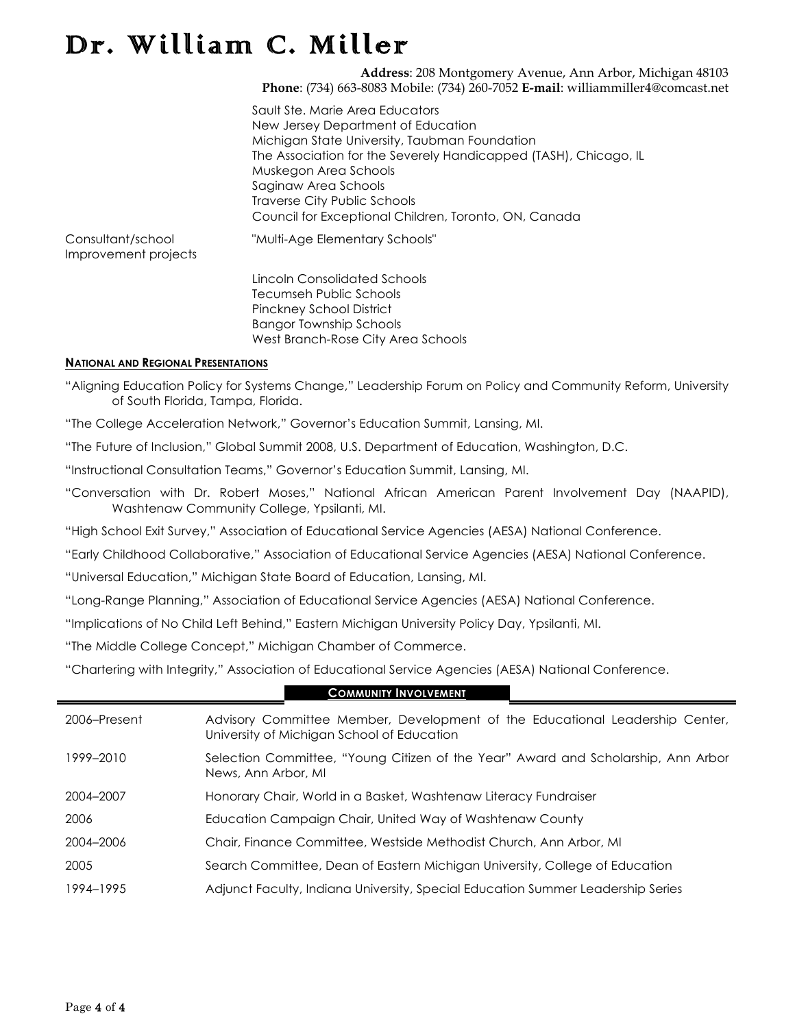# Dr. William C. Miller

**Address**: 208 Montgomery Avenue, Ann Arbor, Michigan 48103
**Phone**: (734) 663-8083 Mobile: (734) 260-7052 **E-mail**: williammiller4@comcast.net

Sault Ste. Marie Area Educators
New Jersey Department of Education
Michigan State University, Taubman Foundation
The Association for the Severely Handicapped (TASH), Chicago, IL
Muskegon Area Schools
Saginaw Area Schools
Traverse City Public Schools
Council for Exceptional Children, Toronto, ON, Canada

| | |
|---|---|
| Consultant/school Improvement projects | "Multi-Age Elementary Schools" |
| | Lincoln Consolidated Schools<br>Tecumseh Public Schools<br>Pinckney School District<br>Bangor Township Schools<br>West Branch-Rose City Area Schools |

## National and Regional Presentations

"Aligning Education Policy for Systems Change," Leadership Forum on Policy and Community Reform, University of South Florida, Tampa, Florida.

"The College Acceleration Network," Governor's Education Summit, Lansing, MI.

"The Future of Inclusion," Global Summit 2008, U.S. Department of Education, Washington, D.C.

"Instructional Consultation Teams," Governor's Education Summit, Lansing, MI.

"Conversation with Dr. Robert Moses," National African American Parent Involvement Day (NAAPID), Washtenaw Community College, Ypsilanti, MI.

"High School Exit Survey," Association of Educational Service Agencies (AESA) National Conference.

"Early Childhood Collaborative," Association of Educational Service Agencies (AESA) National Conference.

"Universal Education," Michigan State Board of Education, Lansing, MI.

"Long-Range Planning," Association of Educational Service Agencies (AESA) National Conference.

"Implications of No Child Left Behind," Eastern Michigan University Policy Day, Ypsilanti, MI.

"The Middle College Concept," Michigan Chamber of Commerce.

"Chartering with Integrity," Association of Educational Service Agencies (AESA) National Conference.

## Community Involvement

| | |
|---|---|
| 2006–Present | Advisory Committee Member, Development of the Educational Leadership Center, University of Michigan School of Education |
| 1999–2010 | Selection Committee, "Young Citizen of the Year" Award and Scholarship, Ann Arbor News, Ann Arbor, MI |
| 2004–2007 | Honorary Chair, World in a Basket, Washtenaw Literacy Fundraiser |
| 2006 | Education Campaign Chair, United Way of Washtenaw County |
| 2004–2006 | Chair, Finance Committee, Westside Methodist Church, Ann Arbor, MI |
| 2005 | Search Committee, Dean of Eastern Michigan University, College of Education |
| 1994–1995 | Adjunct Faculty, Indiana University, Special Education Summer Leadership Series |